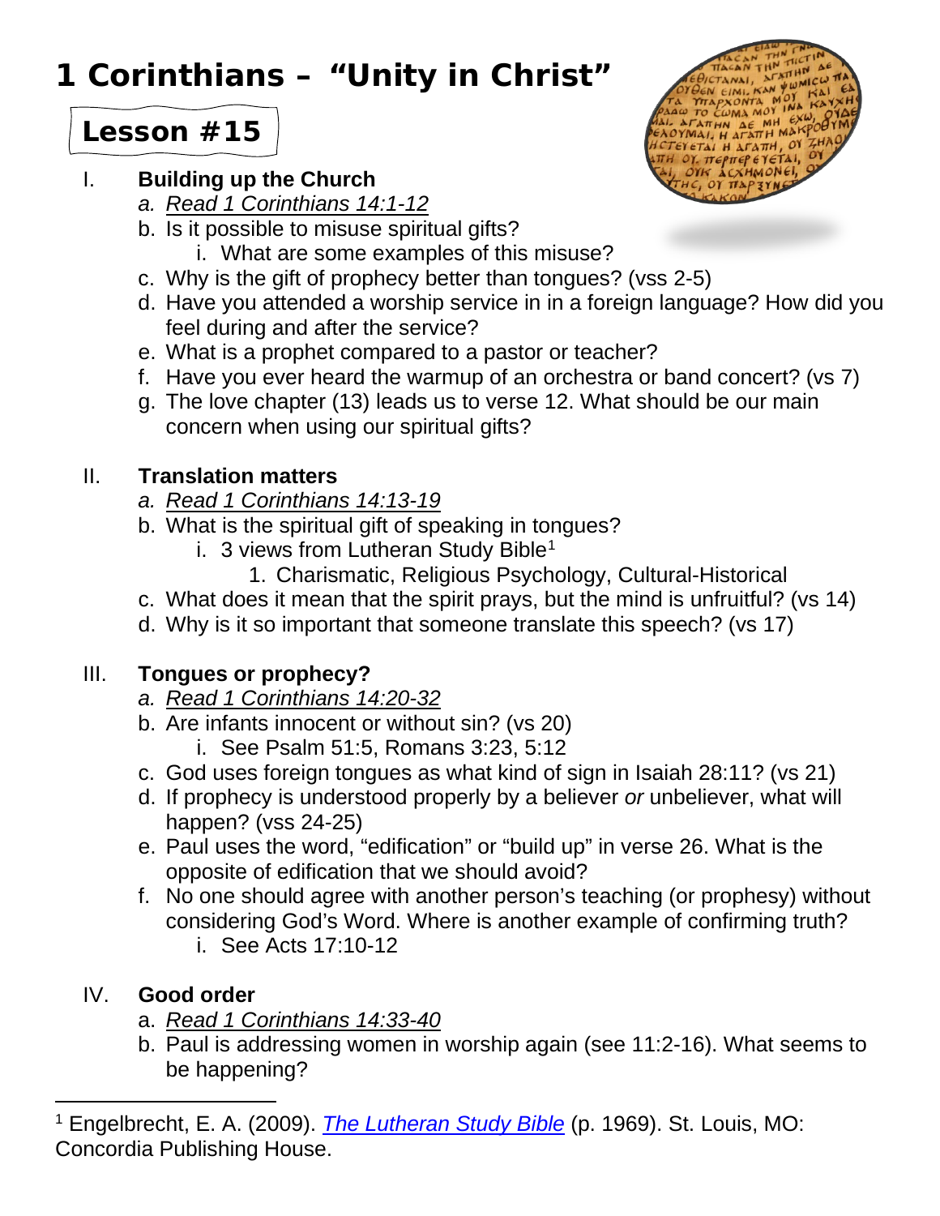# 1 Corinthians – "Unity in Christ"

## Lesson #15

I. **Building up the Church**
   a. *Read 1 Corinthians 14:1-12*
   b. Is it possible to misuse spiritual gifts?
      i. What are some examples of this misuse?
   c. Why is the gift of prophecy better than tongues? (vss 2-5)
   d. Have you attended a worship service in in a foreign language? How did you feel during and after the service?
   e. What is a prophet compared to a pastor or teacher?
   f. Have you ever heard the warmup of an orchestra or band concert? (vs 7)
   g. The love chapter (13) leads us to verse 12. What should be our main concern when using our spiritual gifts?

II. **Translation matters**
   a. *Read 1 Corinthians 14:13-19*
   b. What is the spiritual gift of speaking in tongues?
      i. 3 views from Lutheran Study Bible[1]
         1. Charismatic, Religious Psychology, Cultural-Historical
   c. What does it mean that the spirit prays, but the mind is unfruitful? (vs 14)
   d. Why is it so important that someone translate this speech? (vs 17)

III. **Tongues or prophecy?**
   a. *Read 1 Corinthians 14:20-32*
   b. Are infants innocent or without sin? (vs 20)
      i. See Psalm 51:5, Romans 3:23, 5:12
   c. God uses foreign tongues as what kind of sign in Isaiah 28:11? (vs 21)
   d. If prophecy is understood properly by a believer *or* unbeliever, what will happen? (vss 24-25)
   e. Paul uses the word, "edification" or "build up" in verse 26. What is the opposite of edification that we should avoid?
   f. No one should agree with another person's teaching (or prophesy) without considering God's Word. Where is another example of confirming truth?
      i. See Acts 17:10-12

IV. **Good order**
   a. *Read 1 Corinthians 14:33-40*
   b. Paul is addressing women in worship again (see 11:2-16). What seems to be happening?

---

[1] Engelbrecht, E. A. (2009). *The Lutheran Study Bible* (p. 1969). St. Louis, MO: Concordia Publishing House.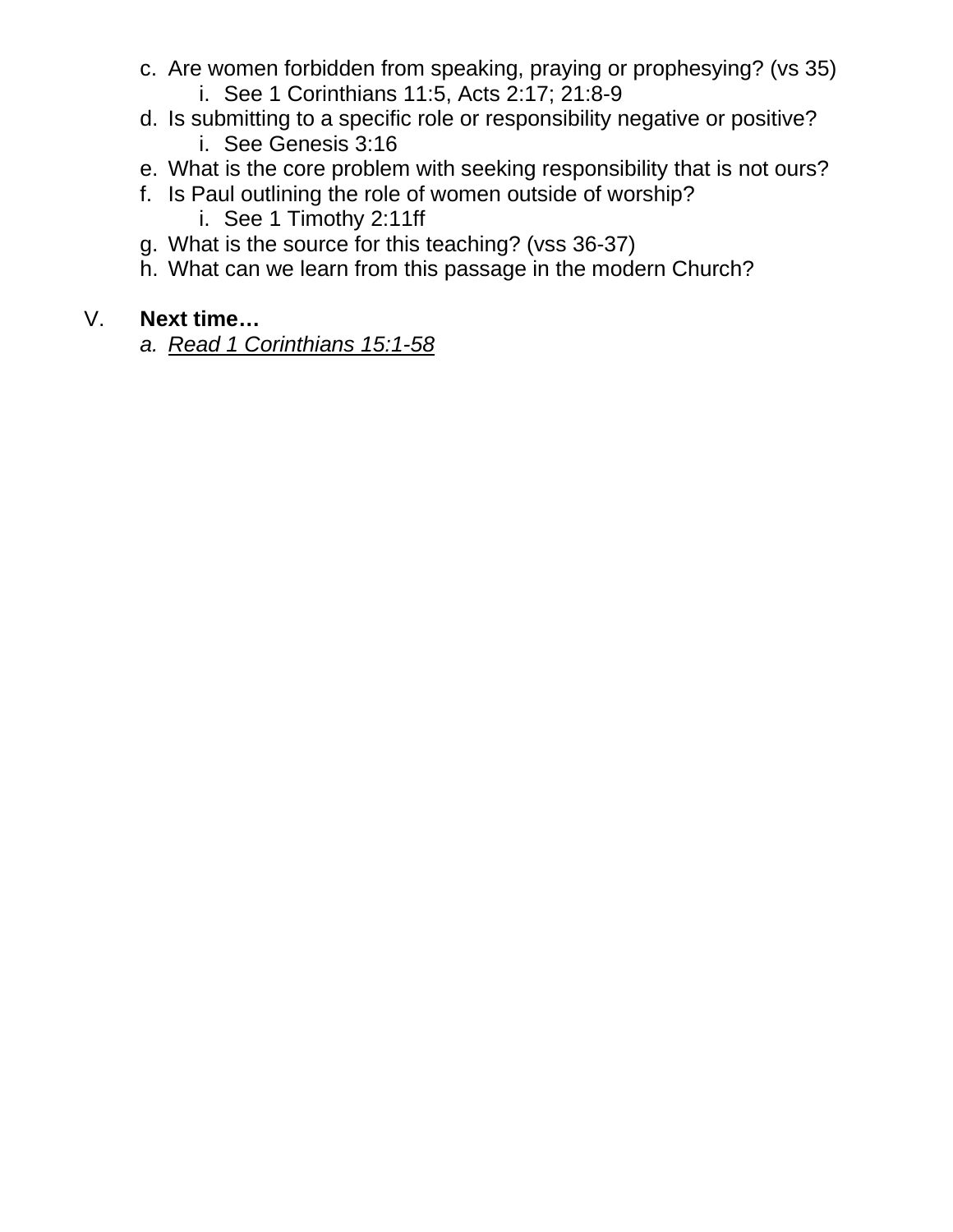c. Are women forbidden from speaking, praying or prophesying? (vs 35)
    i. See 1 Corinthians 11:5, Acts 2:17; 21:8-9
d. Is submitting to a specific role or responsibility negative or positive?
    i. See Genesis 3:16
e. What is the core problem with seeking responsibility that is not ours?
f. Is Paul outlining the role of women outside of worship?
    i. See 1 Timothy 2:11ff
g. What is the source for this teaching? (vss 36-37)
h. What can we learn from this passage in the modern Church?

V. **Next time…**

a. *Read 1 Corinthians 15:1-58*